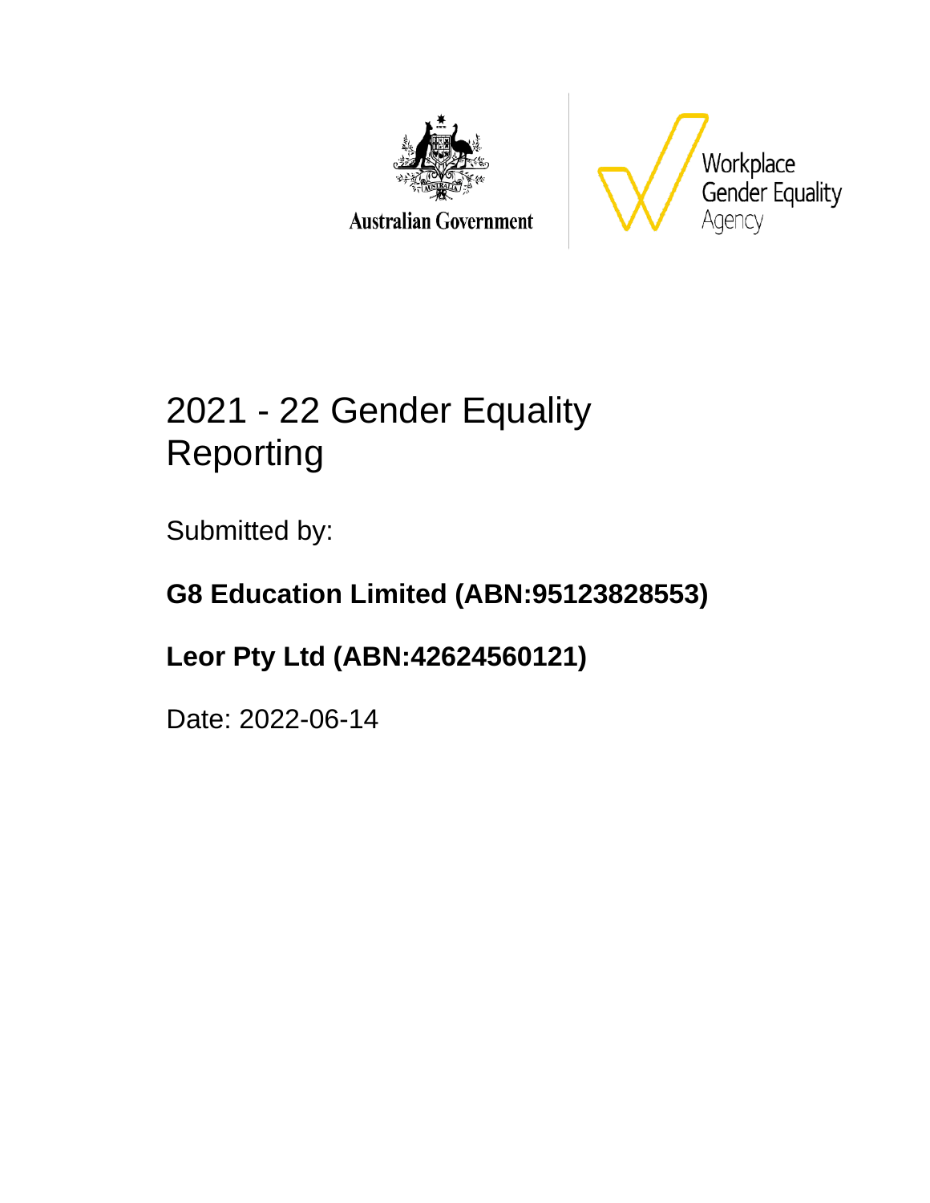Australian Government

Workplace Gender Equality Agency

# 2021 - 22 Gender Equality Reporting

Submitted by:

**G8 Education Limited (ABN:95123828553)**

**Leor Pty Ltd (ABN:42624560121)**

Date: 2022-06-14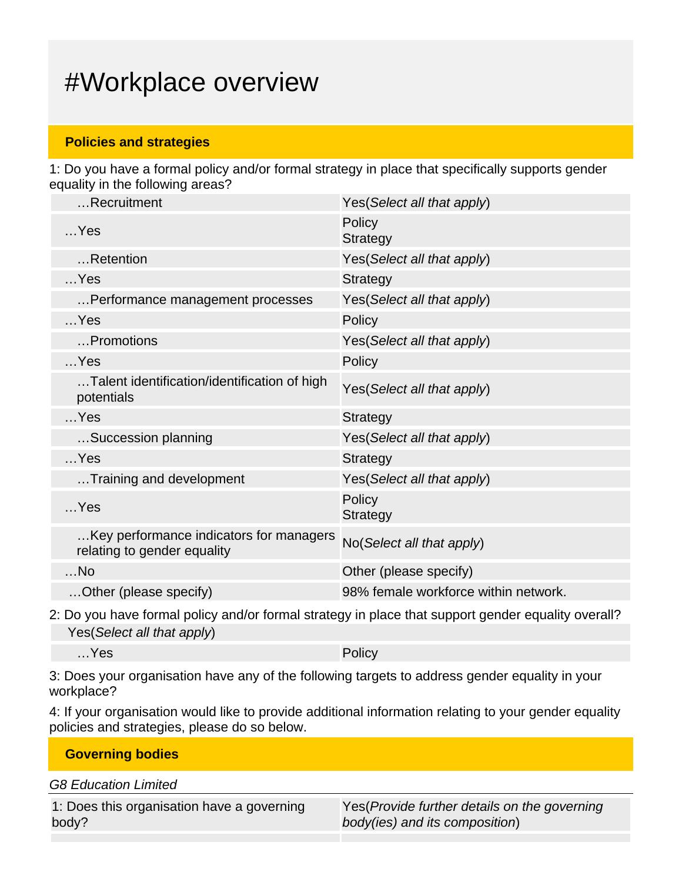# #Workplace overview

## Policies and strategies

1: Do you have a formal policy and/or formal strategy in place that specifically supports gender equality in the following areas?

| | |
|---|---|
| …Recruitment | Yes(*Select all that apply*) |
| …Yes | Policy<br>Strategy |
| …Retention | Yes(*Select all that apply*) |
| …Yes | Strategy |
| …Performance management processes | Yes(*Select all that apply*) |
| …Yes | Policy |
| …Promotions | Yes(*Select all that apply*) |
| …Yes | Policy |
| …Talent identification/identification of high potentials | Yes(*Select all that apply*) |
| …Yes | Strategy |
| …Succession planning | Yes(*Select all that apply*) |
| …Yes | Strategy |
| …Training and development | Yes(*Select all that apply*) |
| …Yes | Policy<br>Strategy |
| …Key performance indicators for managers relating to gender equality | No(*Select all that apply*) |
| …No | Other (please specify) |
| …Other (please specify) | 98% female workforce within network. |

2: Do you have formal policy and/or formal strategy in place that support gender equality overall?

| | |
|---|---|
| Yes(*Select all that apply*) | |
| …Yes | Policy |

3: Does your organisation have any of the following targets to address gender equality in your workplace?

4: If your organisation would like to provide additional information relating to your gender equality policies and strategies, please do so below.

## Governing bodies

*G8 Education Limited*

| | |
|---|---|
| 1: Does this organisation have a governing body? | Yes(*Provide further details on the governing body(ies) and its composition*) |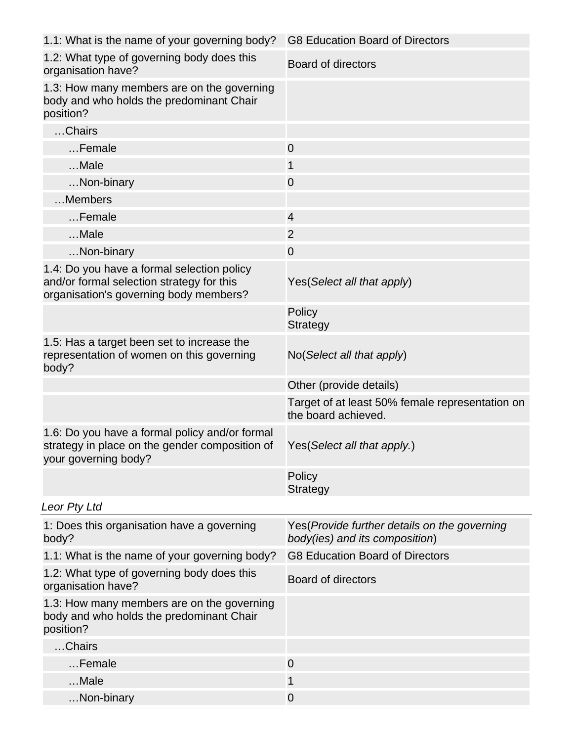| | |
|---|---|
| 1.1: What is the name of your governing body? | G8 Education Board of Directors |
| 1.2: What type of governing body does this organisation have? | Board of directors |
| 1.3: How many members are on the governing body and who holds the predominant Chair position? | |
| …Chairs | |
| …Female | 0 |
| …Male | 1 |
| …Non-binary | 0 |
| …Members | |
| …Female | 4 |
| …Male | 2 |
| …Non-binary | 0 |
| 1.4: Do you have a formal selection policy and/or formal selection strategy for this organisation's governing body members? | Yes(*Select all that apply*) |
| | Policy<br>Strategy |
| 1.5: Has a target been set to increase the representation of women on this governing body? | No(*Select all that apply*) |
| | Other (provide details) |
| | Target of at least 50% female representation on the board achieved. |
| 1.6: Do you have a formal policy and/or formal strategy in place on the gender composition of your governing body? | Yes(*Select all that apply.*) |
| | Policy<br>Strategy |

*Leor Pty Ltd*

| | |
|---|---|
| 1: Does this organisation have a governing body? | Yes(*Provide further details on the governing body(ies) and its composition*) |
| 1.1: What is the name of your governing body? | G8 Education Board of Directors |
| 1.2: What type of governing body does this organisation have? | Board of directors |
| 1.3: How many members are on the governing body and who holds the predominant Chair position? | |
| …Chairs | |
| …Female | 0 |
| …Male | 1 |
| …Non-binary | 0 |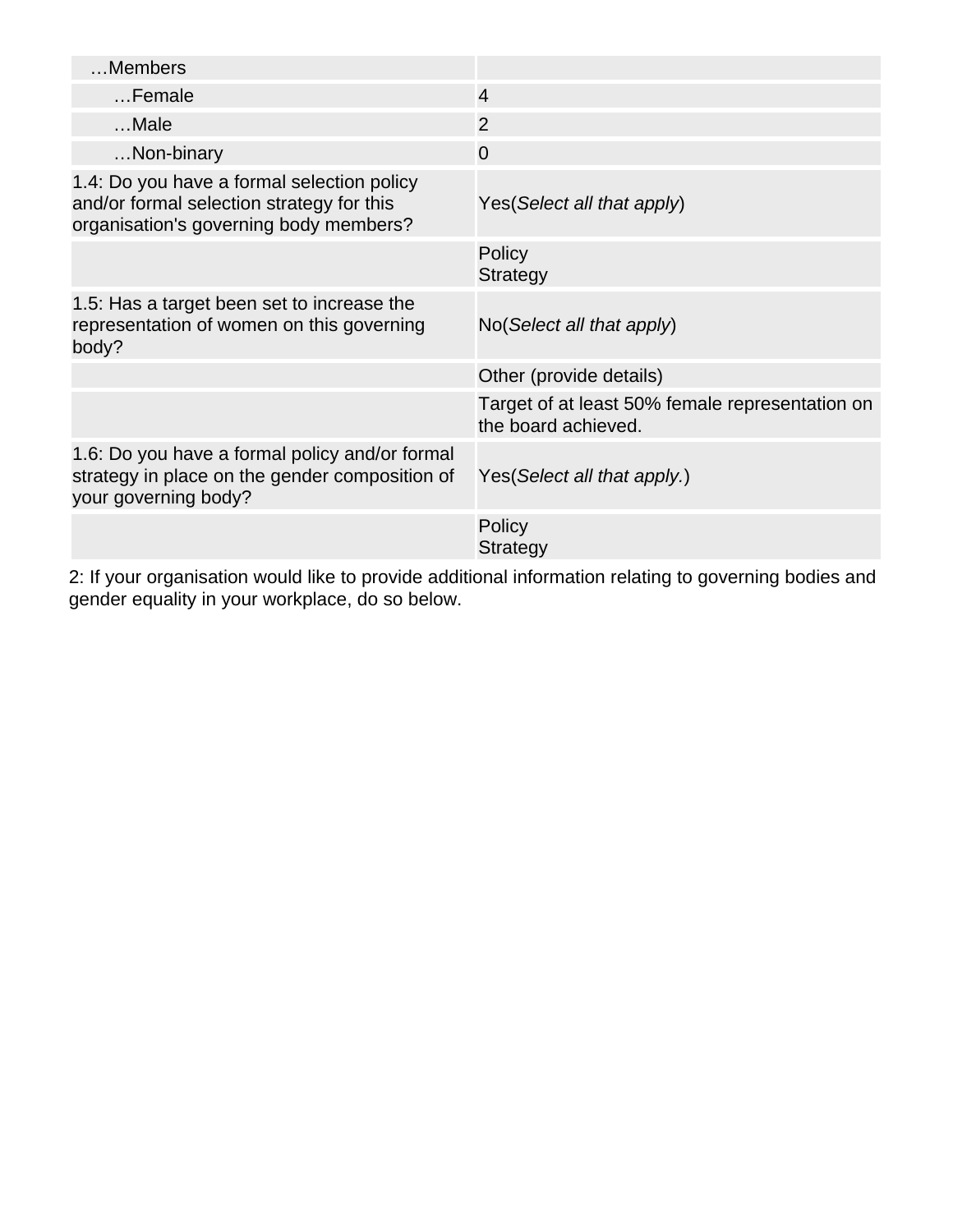| | |
|---|---|
| …Members | |
| …Female | 4 |
| …Male | 2 |
| …Non-binary | 0 |
| 1.4: Do you have a formal selection policy and/or formal selection strategy for this organisation's governing body members? | Yes(*Select all that apply*) |
| | Policy<br>Strategy |
| 1.5: Has a target been set to increase the representation of women on this governing body? | No(*Select all that apply*) |
| | Other (provide details) |
| | Target of at least 50% female representation on the board achieved. |
| 1.6: Do you have a formal policy and/or formal strategy in place on the gender composition of your governing body? | Yes(*Select all that apply.*) |
| | Policy<br>Strategy |

2: If your organisation would like to provide additional information relating to governing bodies and gender equality in your workplace, do so below.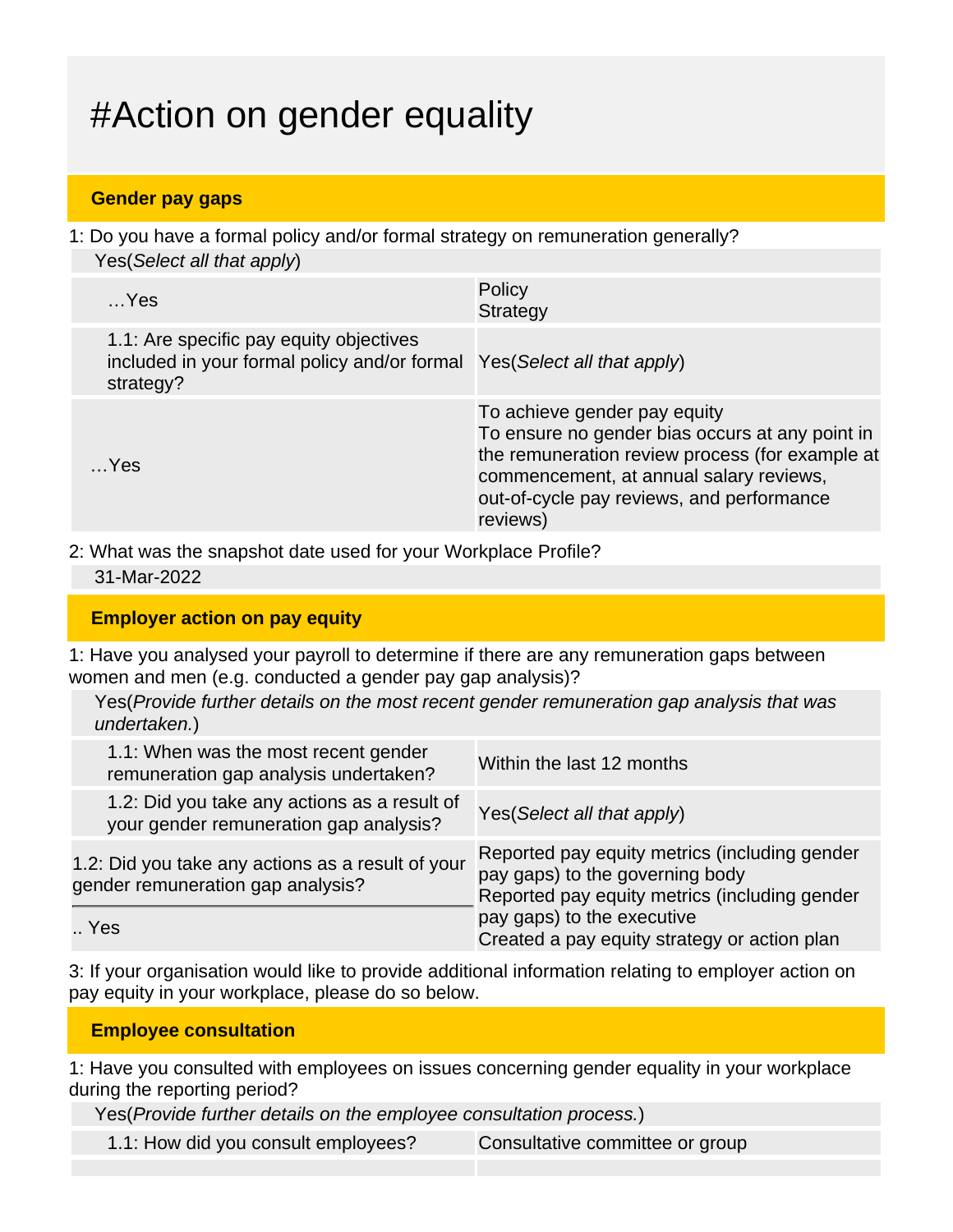# #Action on gender equality

## Gender pay gaps

1: Do you have a formal policy and/or formal strategy on remuneration generally?

Yes(*Select all that apply*)

| | |
|---|---|
| …Yes | Policy<br>Strategy |
| 1.1: Are specific pay equity objectives included in your formal policy and/or formal strategy? | Yes(*Select all that apply*) |
| …Yes | To achieve gender pay equity<br>To ensure no gender bias occurs at any point in the remuneration review process (for example at commencement, at annual salary reviews, out-of-cycle pay reviews, and performance reviews) |

2: What was the snapshot date used for your Workplace Profile?

31-Mar-2022

## Employer action on pay equity

1: Have you analysed your payroll to determine if there are any remuneration gaps between women and men (e.g. conducted a gender pay gap analysis)?

Yes(*Provide further details on the most recent gender remuneration gap analysis that was undertaken.*)

| | |
|---|---|
| 1.1: When was the most recent gender remuneration gap analysis undertaken? | Within the last 12 months |
| 1.2: Did you take any actions as a result of your gender remuneration gap analysis? | Yes(*Select all that apply*) |
| 1.2: Did you take any actions as a result of your gender remuneration gap analysis?<br>.. Yes | Reported pay equity metrics (including gender pay gaps) to the governing body<br>Reported pay equity metrics (including gender pay gaps) to the executive<br>Created a pay equity strategy or action plan |

3: If your organisation would like to provide additional information relating to employer action on pay equity in your workplace, please do so below.

## Employee consultation

1: Have you consulted with employees on issues concerning gender equality in your workplace during the reporting period?

Yes(*Provide further details on the employee consultation process.*)

| | |
|---|---|
| 1.1: How did you consult employees? | Consultative committee or group |
| | |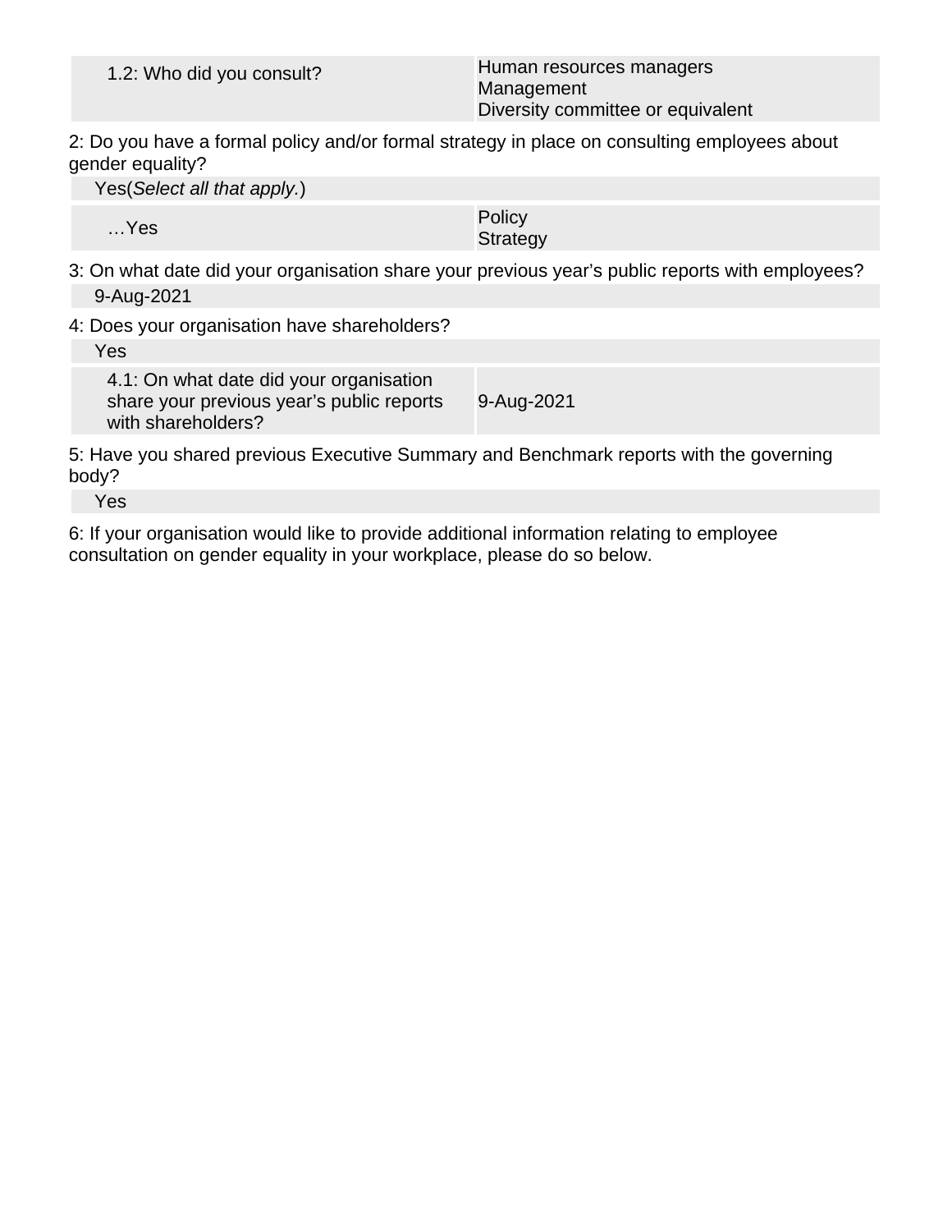| 1.2: Who did you consult? | Human resources managers<br>Management<br>Diversity committee or equivalent |
|---|---|

2: Do you have a formal policy and/or formal strategy in place on consulting employees about gender equality?

Yes(*Select all that apply.*)

| …Yes | Policy<br>Strategy |
|---|---|

3: On what date did your organisation share your previous year's public reports with employees?

9-Aug-2021

4: Does your organisation have shareholders?

Yes

| 4.1: On what date did your organisation share your previous year's public reports with shareholders? | 9-Aug-2021 |
|---|---|

5: Have you shared previous Executive Summary and Benchmark reports with the governing body?

Yes

6: If your organisation would like to provide additional information relating to employee consultation on gender equality in your workplace, please do so below.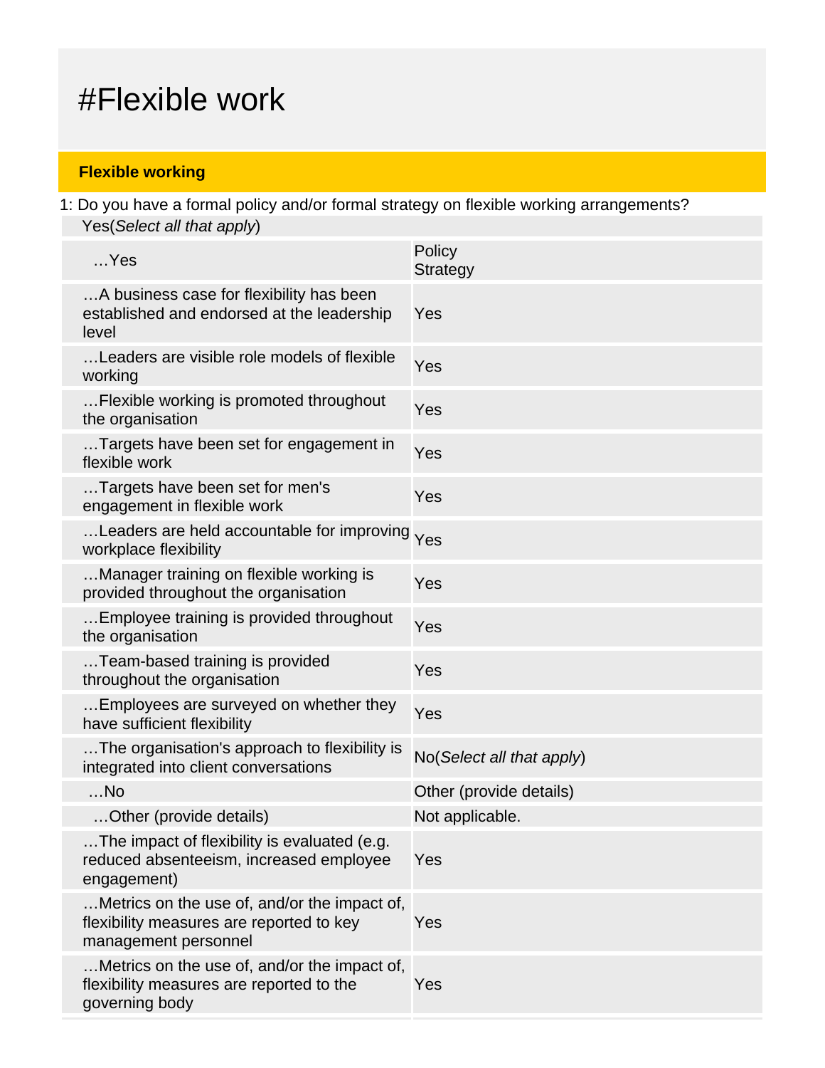# #Flexible work

**Flexible working**

1: Do you have a formal policy and/or formal strategy on flexible working arrangements?

Yes(*Select all that apply*)

| …Yes | Policy<br>Strategy |
|---|---|
| …A business case for flexibility has been established and endorsed at the leadership level | Yes |
| …Leaders are visible role models of flexible working | Yes |
| …Flexible working is promoted throughout the organisation | Yes |
| …Targets have been set for engagement in flexible work | Yes |
| …Targets have been set for men's engagement in flexible work | Yes |
| …Leaders are held accountable for improving workplace flexibility | Yes |
| …Manager training on flexible working is provided throughout the organisation | Yes |
| …Employee training is provided throughout the organisation | Yes |
| …Team-based training is provided throughout the organisation | Yes |
| …Employees are surveyed on whether they have sufficient flexibility | Yes |
| …The organisation's approach to flexibility is integrated into client conversations | No(*Select all that apply*) |
| …No | Other (provide details) |
| …Other (provide details) | Not applicable. |
| …The impact of flexibility is evaluated (e.g. reduced absenteeism, increased employee engagement) | Yes |
| …Metrics on the use of, and/or the impact of, flexibility measures are reported to key management personnel | Yes |
| …Metrics on the use of, and/or the impact of, flexibility measures are reported to the governing body | Yes |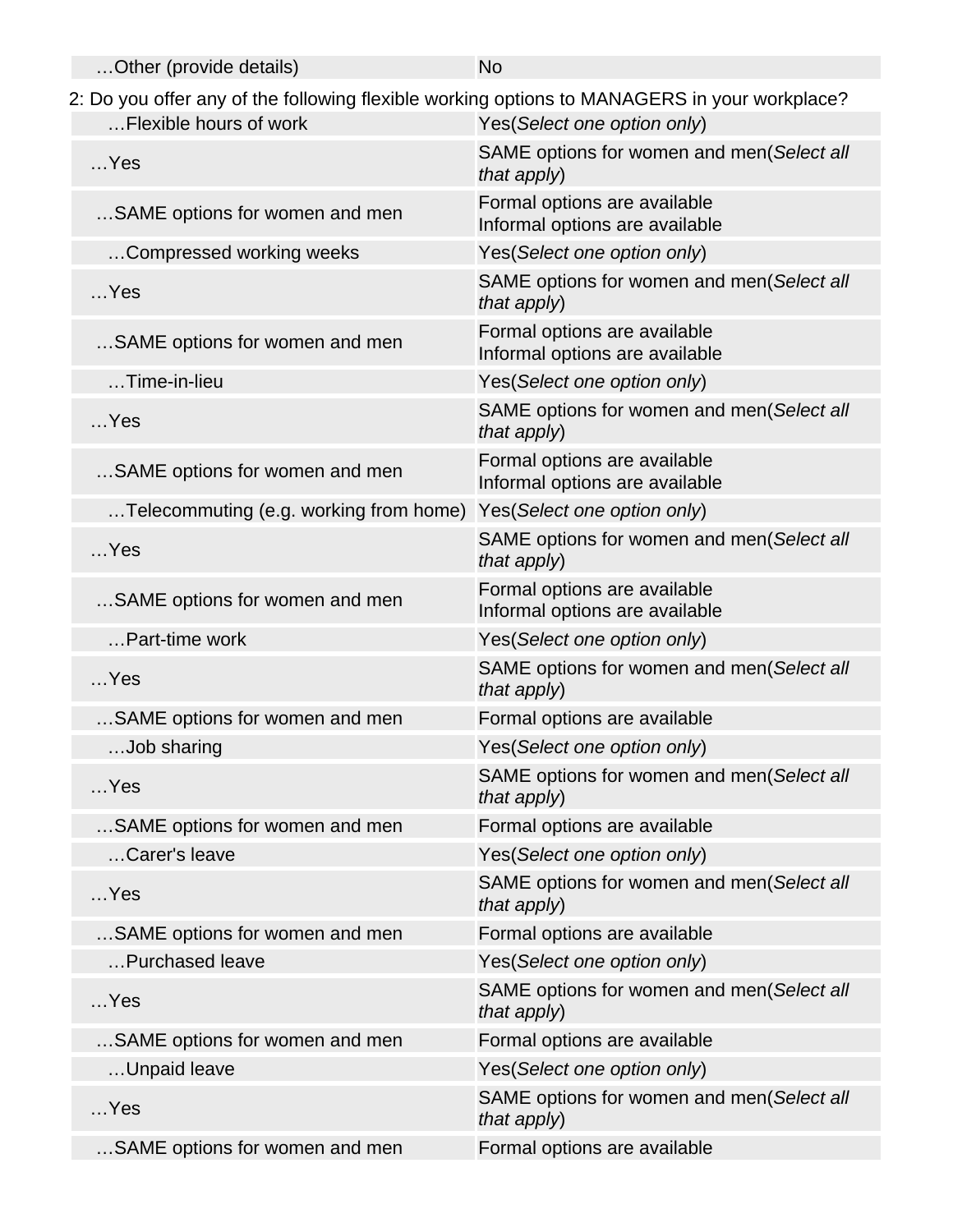| …Other (provide details) | No |
|---|---|

2: Do you offer any of the following flexible working options to MANAGERS in your workplace?

| | |
|---|---|
| …Flexible hours of work | Yes(*Select one option only*) |
| …Yes | SAME options for women and men(*Select all that apply*) |
| …SAME options for women and men | Formal options are available<br>Informal options are available |
| …Compressed working weeks | Yes(*Select one option only*) |
| …Yes | SAME options for women and men(*Select all that apply*) |
| …SAME options for women and men | Formal options are available<br>Informal options are available |
| …Time-in-lieu | Yes(*Select one option only*) |
| …Yes | SAME options for women and men(*Select all that apply*) |
| …SAME options for women and men | Formal options are available<br>Informal options are available |
| …Telecommuting (e.g. working from home) | Yes(*Select one option only*) |
| …Yes | SAME options for women and men(*Select all that apply*) |
| …SAME options for women and men | Formal options are available<br>Informal options are available |
| …Part-time work | Yes(*Select one option only*) |
| …Yes | SAME options for women and men(*Select all that apply*) |
| …SAME options for women and men | Formal options are available |
| …Job sharing | Yes(*Select one option only*) |
| …Yes | SAME options for women and men(*Select all that apply*) |
| …SAME options for women and men | Formal options are available |
| …Carer's leave | Yes(*Select one option only*) |
| …Yes | SAME options for women and men(*Select all that apply*) |
| …SAME options for women and men | Formal options are available |
| …Purchased leave | Yes(*Select one option only*) |
| …Yes | SAME options for women and men(*Select all that apply*) |
| …SAME options for women and men | Formal options are available |
| …Unpaid leave | Yes(*Select one option only*) |
| …Yes | SAME options for women and men(*Select all that apply*) |
| …SAME options for women and men | Formal options are available |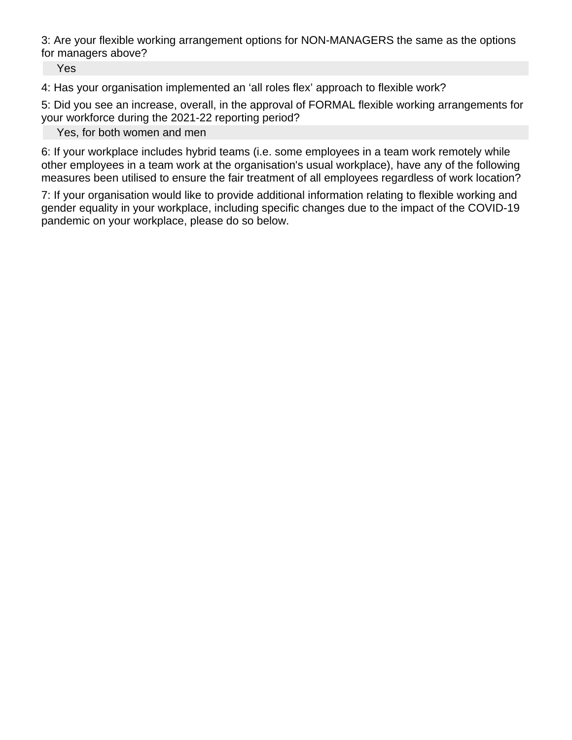3: Are your flexible working arrangement options for NON-MANAGERS the same as the options for managers above?

Yes

4: Has your organisation implemented an ‘all roles flex’ approach to flexible work?

5: Did you see an increase, overall, in the approval of FORMAL flexible working arrangements for your workforce during the 2021-22 reporting period?

Yes, for both women and men

6: If your workplace includes hybrid teams (i.e. some employees in a team work remotely while other employees in a team work at the organisation's usual workplace), have any of the following measures been utilised to ensure the fair treatment of all employees regardless of work location?

7: If your organisation would like to provide additional information relating to flexible working and gender equality in your workplace, including specific changes due to the impact of the COVID-19 pandemic on your workplace, please do so below.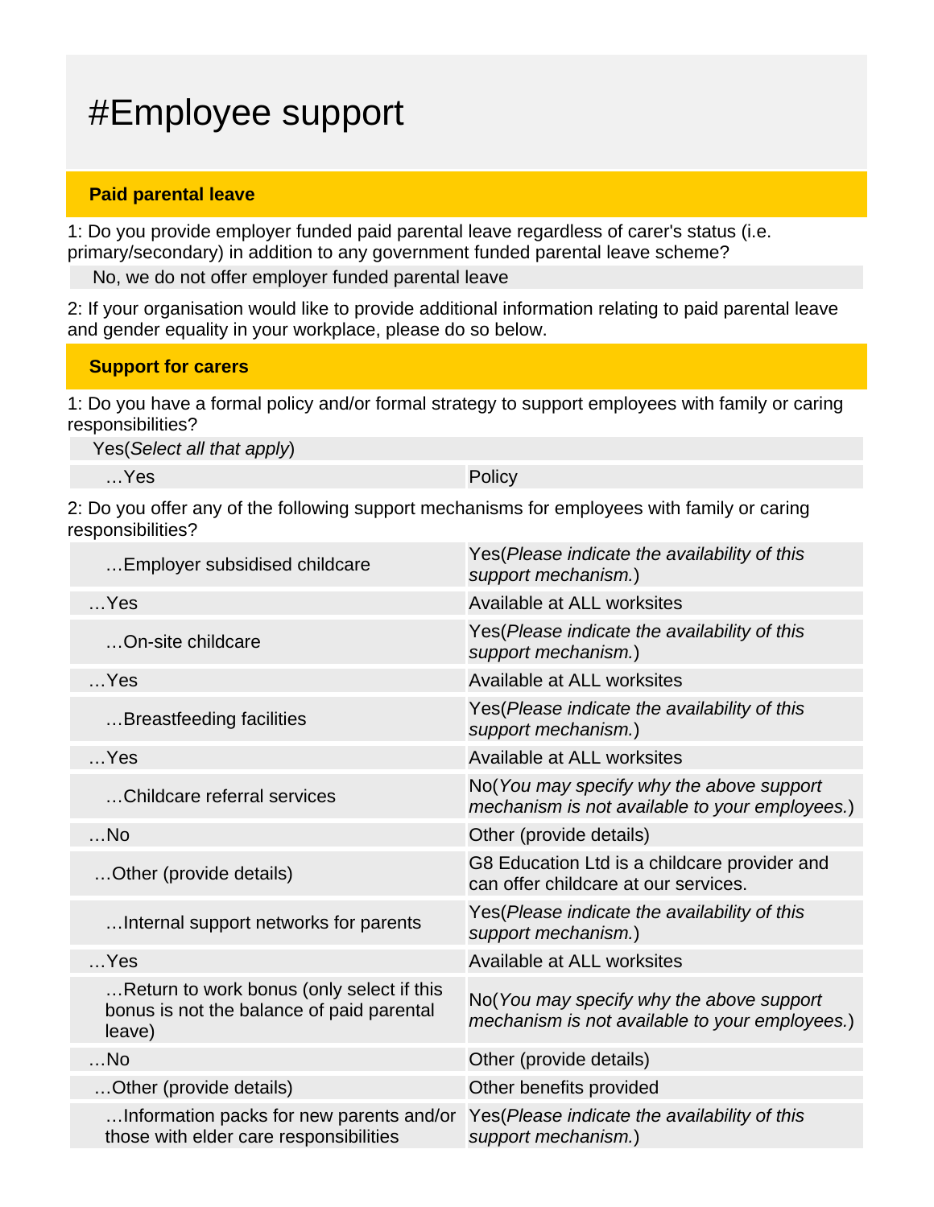# #Employee support

## Paid parental leave

1: Do you provide employer funded paid parental leave regardless of carer's status (i.e. primary/secondary) in addition to any government funded parental leave scheme?

No, we do not offer employer funded parental leave

2: If your organisation would like to provide additional information relating to paid parental leave and gender equality in your workplace, please do so below.

## Support for carers

1: Do you have a formal policy and/or formal strategy to support employees with family or caring responsibilities?

Yes(*Select all that apply*)

| | |
|---|---|
| …Yes | Policy |

2: Do you offer any of the following support mechanisms for employees with family or caring responsibilities?

| | |
|---|---|
| …Employer subsidised childcare | Yes(*Please indicate the availability of this support mechanism.*) |
| …Yes | Available at ALL worksites |
| …On-site childcare | Yes(*Please indicate the availability of this support mechanism.*) |
| …Yes | Available at ALL worksites |
| …Breastfeeding facilities | Yes(*Please indicate the availability of this support mechanism.*) |
| …Yes | Available at ALL worksites |
| …Childcare referral services | No(*You may specify why the above support mechanism is not available to your employees.*) |
| …No | Other (provide details) |
| …Other (provide details) | G8 Education Ltd is a childcare provider and can offer childcare at our services. |
| …Internal support networks for parents | Yes(*Please indicate the availability of this support mechanism.*) |
| …Yes | Available at ALL worksites |
| …Return to work bonus (only select if this bonus is not the balance of paid parental leave) | No(*You may specify why the above support mechanism is not available to your employees.*) |
| …No | Other (provide details) |
| …Other (provide details) | Other benefits provided |
| …Information packs for new parents and/or those with elder care responsibilities | Yes(*Please indicate the availability of this support mechanism.*) |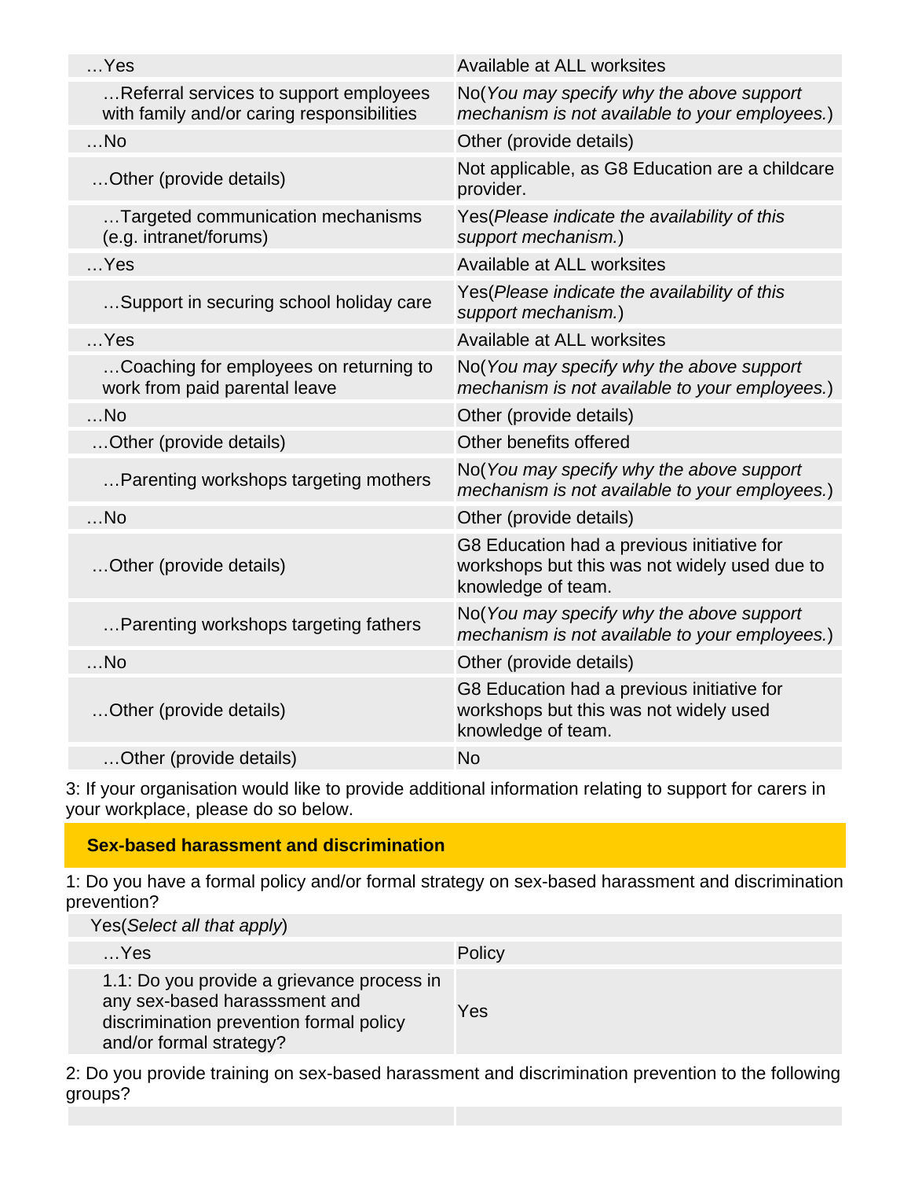| | |
|---|---|
| …Yes | Available at ALL worksites |
| …Referral services to support employees with family and/or caring responsibilities | No(*You may specify why the above support mechanism is not available to your employees.*) |
| …No | Other (provide details) |
| …Other (provide details) | Not applicable, as G8 Education are a childcare provider. |
| …Targeted communication mechanisms (e.g. intranet/forums) | Yes(*Please indicate the availability of this support mechanism.*) |
| …Yes | Available at ALL worksites |
| …Support in securing school holiday care | Yes(*Please indicate the availability of this support mechanism.*) |
| …Yes | Available at ALL worksites |
| …Coaching for employees on returning to work from paid parental leave | No(*You may specify why the above support mechanism is not available to your employees.*) |
| …No | Other (provide details) |
| …Other (provide details) | Other benefits offered |
| …Parenting workshops targeting mothers | No(*You may specify why the above support mechanism is not available to your employees.*) |
| …No | Other (provide details) |
| …Other (provide details) | G8 Education had a previous initiative for workshops but this was not widely used due to knowledge of team. |
| …Parenting workshops targeting fathers | No(*You may specify why the above support mechanism is not available to your employees.*) |
| …No | Other (provide details) |
| …Other (provide details) | G8 Education had a previous initiative for workshops but this was not widely used knowledge of team. |
| …Other (provide details) | No |

3: If your organisation would like to provide additional information relating to support for carers in your workplace, please do so below.

## Sex-based harassment and discrimination

1: Do you have a formal policy and/or formal strategy on sex-based harassment and discrimination prevention?

| Yes(*Select all that apply*) | |
|---|---|
| …Yes | Policy |
| 1.1: Do you provide a grievance process in any sex-based harasssment and discrimination prevention formal policy and/or formal strategy? | Yes |

2: Do you provide training on sex-based harassment and discrimination prevention to the following groups?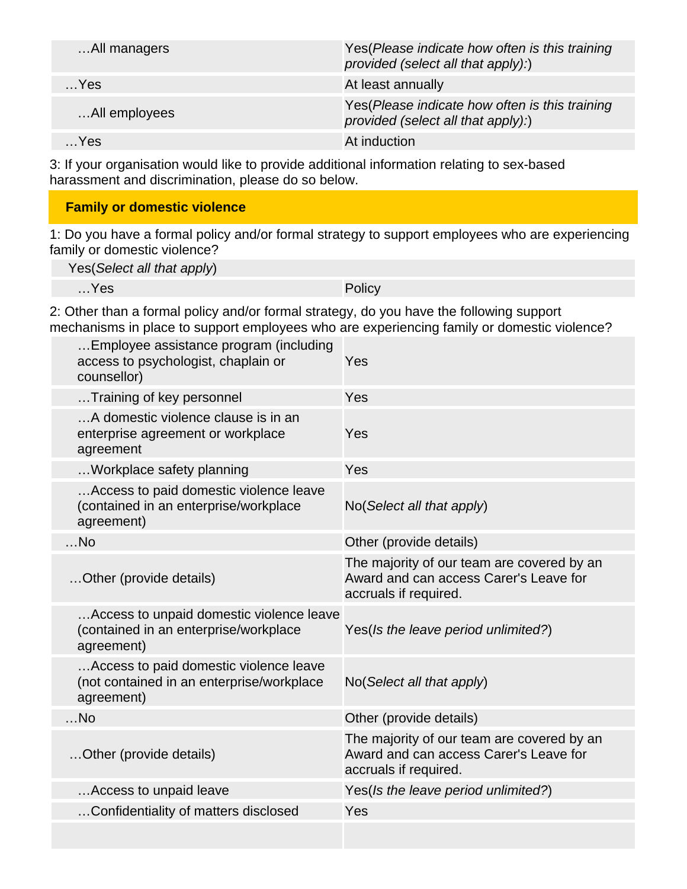| | |
|---|---|
| …All managers | Yes(*Please indicate how often is this training provided (select all that apply):*) |
| …Yes | At least annually |
| …All employees | Yes(*Please indicate how often is this training provided (select all that apply):*) |
| …Yes | At induction |

3: If your organisation would like to provide additional information relating to sex-based harassment and discrimination, please do so below.

## Family or domestic violence

1: Do you have a formal policy and/or formal strategy to support employees who are experiencing family or domestic violence?

| | |
|---|---|
| Yes(*Select all that apply*) | |
| …Yes | Policy |

2: Other than a formal policy and/or formal strategy, do you have the following support mechanisms in place to support employees who are experiencing family or domestic violence?

| | |
|---|---|
| …Employee assistance program (including access to psychologist, chaplain or counsellor) | Yes |
| …Training of key personnel | Yes |
| …A domestic violence clause is in an enterprise agreement or workplace agreement | Yes |
| …Workplace safety planning | Yes |
| …Access to paid domestic violence leave (contained in an enterprise/workplace agreement) | No(*Select all that apply*) |
| …No | Other (provide details) |
| …Other (provide details) | The majority of our team are covered by an Award and can access Carer's Leave for accruals if required. |
| …Access to unpaid domestic violence leave (contained in an enterprise/workplace agreement) | Yes(*Is the leave period unlimited?*) |
| …Access to paid domestic violence leave (not contained in an enterprise/workplace agreement) | No(*Select all that apply*) |
| …No | Other (provide details) |
| …Other (provide details) | The majority of our team are covered by an Award and can access Carer's Leave for accruals if required. |
| …Access to unpaid leave | Yes(*Is the leave period unlimited?*) |
| …Confidentiality of matters disclosed | Yes |
| | |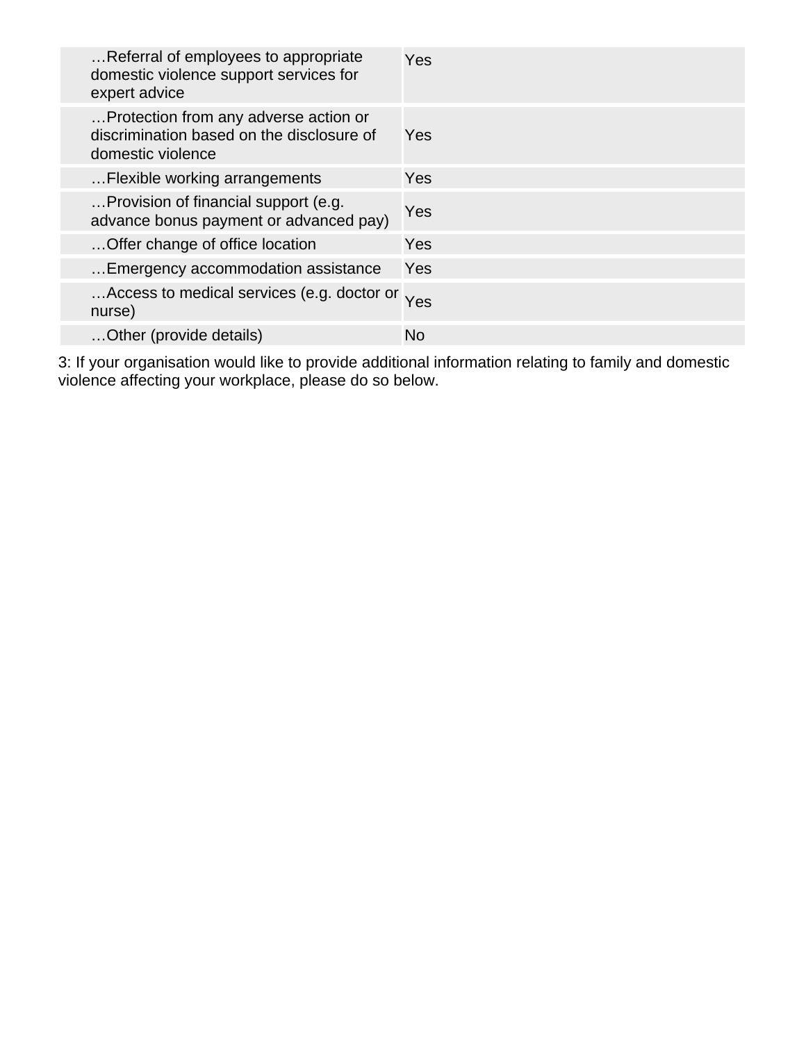| | |
|---|---|
| …Referral of employees to appropriate domestic violence support services for expert advice | Yes |
| …Protection from any adverse action or discrimination based on the disclosure of domestic violence | Yes |
| …Flexible working arrangements | Yes |
| …Provision of financial support (e.g. advance bonus payment or advanced pay) | Yes |
| …Offer change of office location | Yes |
| …Emergency accommodation assistance | Yes |
| …Access to medical services (e.g. doctor or nurse) | Yes |
| …Other (provide details) | No |

3: If your organisation would like to provide additional information relating to family and domestic violence affecting your workplace, please do so below.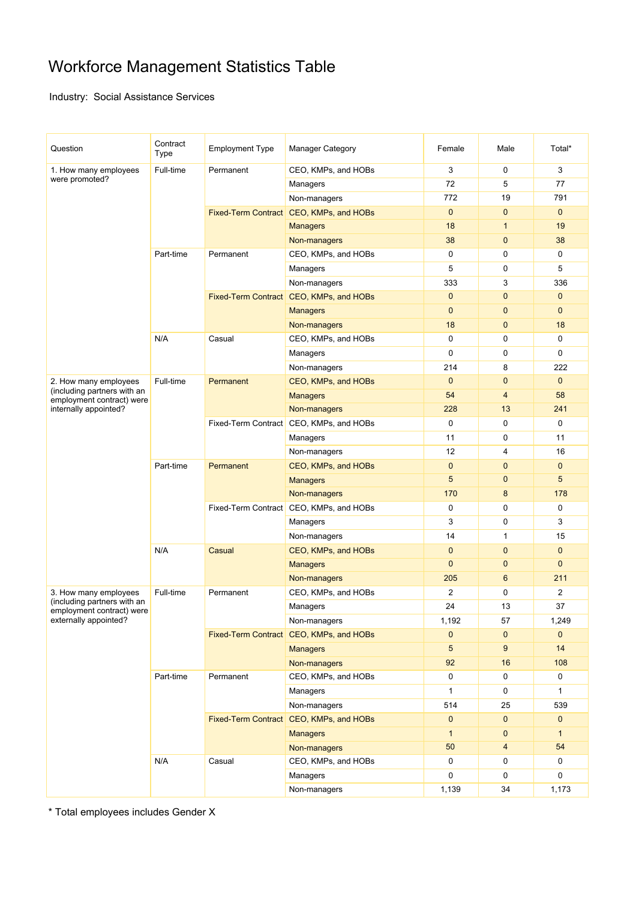# Workforce Management Statistics Table

Industry: Social Assistance Services

| Question | Contract Type | Employment Type | Manager Category | Female | Male | Total* |
|---|---|---|---|---|---|---|
| 1. How many employees were promoted? | Full-time | Permanent | CEO, KMPs, and HOBs | 3 | 0 | 3 |
| | | | Managers | 72 | 5 | 77 |
| | | | Non-managers | 772 | 19 | 791 |
| | | Fixed-Term Contract | CEO, KMPs, and HOBs | 0 | 0 | 0 |
| | | | Managers | 18 | 1 | 19 |
| | | | Non-managers | 38 | 0 | 38 |
| | Part-time | Permanent | CEO, KMPs, and HOBs | 0 | 0 | 0 |
| | | | Managers | 5 | 0 | 5 |
| | | | Non-managers | 333 | 3 | 336 |
| | | Fixed-Term Contract | CEO, KMPs, and HOBs | 0 | 0 | 0 |
| | | | Managers | 0 | 0 | 0 |
| | | | Non-managers | 18 | 0 | 18 |
| | N/A | Casual | CEO, KMPs, and HOBs | 0 | 0 | 0 |
| | | | Managers | 0 | 0 | 0 |
| | | | Non-managers | 214 | 8 | 222 |
| 2. How many employees (including partners with an employment contract) were internally appointed? | Full-time | Permanent | CEO, KMPs, and HOBs | 0 | 0 | 0 |
| | | | Managers | 54 | 4 | 58 |
| | | | Non-managers | 228 | 13 | 241 |
| | | Fixed-Term Contract | CEO, KMPs, and HOBs | 0 | 0 | 0 |
| | | | Managers | 11 | 0 | 11 |
| | | | Non-managers | 12 | 4 | 16 |
| | Part-time | Permanent | CEO, KMPs, and HOBs | 0 | 0 | 0 |
| | | | Managers | 5 | 0 | 5 |
| | | | Non-managers | 170 | 8 | 178 |
| | | Fixed-Term Contract | CEO, KMPs, and HOBs | 0 | 0 | 0 |
| | | | Managers | 3 | 0 | 3 |
| | | | Non-managers | 14 | 1 | 15 |
| | N/A | Casual | CEO, KMPs, and HOBs | 0 | 0 | 0 |
| | | | Managers | 0 | 0 | 0 |
| | | | Non-managers | 205 | 6 | 211 |
| 3. How many employees (including partners with an employment contract) were externally appointed? | Full-time | Permanent | CEO, KMPs, and HOBs | 2 | 0 | 2 |
| | | | Managers | 24 | 13 | 37 |
| | | | Non-managers | 1,192 | 57 | 1,249 |
| | | Fixed-Term Contract | CEO, KMPs, and HOBs | 0 | 0 | 0 |
| | | | Managers | 5 | 9 | 14 |
| | | | Non-managers | 92 | 16 | 108 |
| | Part-time | Permanent | CEO, KMPs, and HOBs | 0 | 0 | 0 |
| | | | Managers | 1 | 0 | 1 |
| | | | Non-managers | 514 | 25 | 539 |
| | | Fixed-Term Contract | CEO, KMPs, and HOBs | 0 | 0 | 0 |
| | | | Managers | 1 | 0 | 1 |
| | | | Non-managers | 50 | 4 | 54 |
| | N/A | Casual | CEO, KMPs, and HOBs | 0 | 0 | 0 |
| | | | Managers | 0 | 0 | 0 |
| | | | Non-managers | 1,139 | 34 | 1,173 |

* Total employees includes Gender X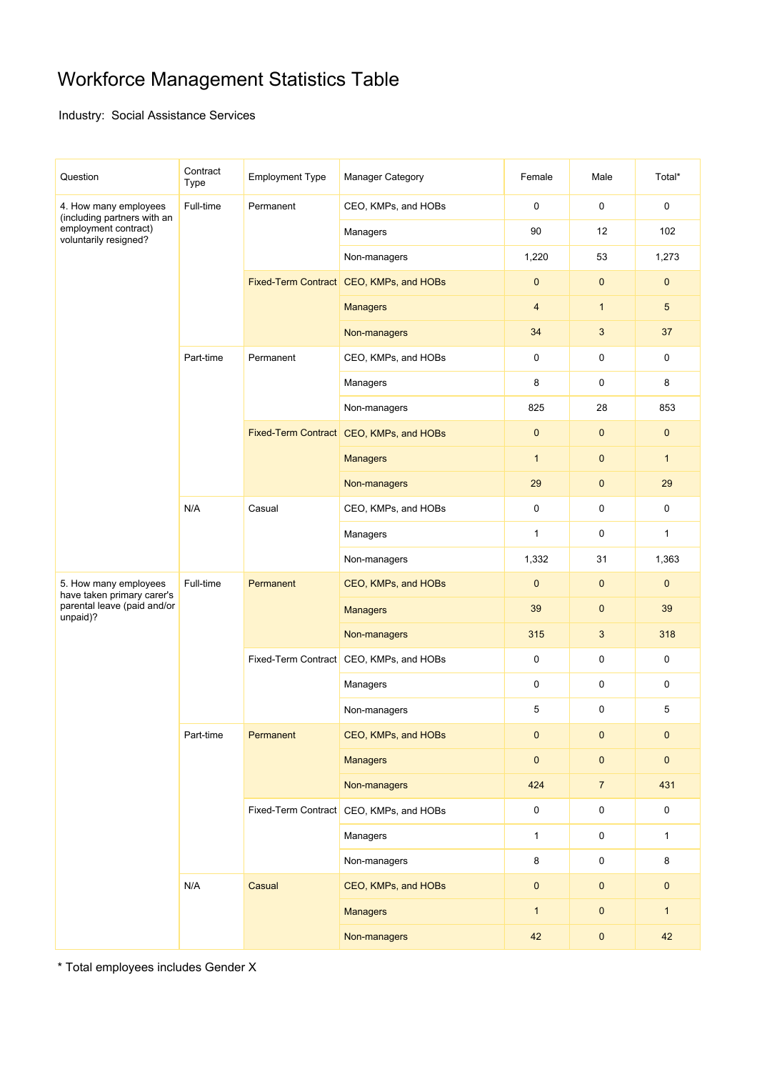# Workforce Management Statistics Table

Industry: Social Assistance Services

| Question | Contract Type | Employment Type | Manager Category | Female | Male | Total* |
|---|---|---|---|---|---|---|
| 4. How many employees (including partners with an employment contract) voluntarily resigned? | Full-time | Permanent | CEO, KMPs, and HOBs | 0 | 0 | 0 |
| | | | Managers | 90 | 12 | 102 |
| | | | Non-managers | 1,220 | 53 | 1,273 |
| | | Fixed-Term Contract | CEO, KMPs, and HOBs | 0 | 0 | 0 |
| | | | Managers | 4 | 1 | 5 |
| | | | Non-managers | 34 | 3 | 37 |
| | Part-time | Permanent | CEO, KMPs, and HOBs | 0 | 0 | 0 |
| | | | Managers | 8 | 0 | 8 |
| | | | Non-managers | 825 | 28 | 853 |
| | | Fixed-Term Contract | CEO, KMPs, and HOBs | 0 | 0 | 0 |
| | | | Managers | 1 | 0 | 1 |
| | | | Non-managers | 29 | 0 | 29 |
| | N/A | Casual | CEO, KMPs, and HOBs | 0 | 0 | 0 |
| | | | Managers | 1 | 0 | 1 |
| | | | Non-managers | 1,332 | 31 | 1,363 |
| 5. How many employees have taken primary carer's parental leave (paid and/or unpaid)? | Full-time | Permanent | CEO, KMPs, and HOBs | 0 | 0 | 0 |
| | | | Managers | 39 | 0 | 39 |
| | | | Non-managers | 315 | 3 | 318 |
| | | Fixed-Term Contract | CEO, KMPs, and HOBs | 0 | 0 | 0 |
| | | | Managers | 0 | 0 | 0 |
| | | | Non-managers | 5 | 0 | 5 |
| | Part-time | Permanent | CEO, KMPs, and HOBs | 0 | 0 | 0 |
| | | | Managers | 0 | 0 | 0 |
| | | | Non-managers | 424 | 7 | 431 |
| | | Fixed-Term Contract | CEO, KMPs, and HOBs | 0 | 0 | 0 |
| | | | Managers | 1 | 0 | 1 |
| | | | Non-managers | 8 | 0 | 8 |
| | N/A | Casual | CEO, KMPs, and HOBs | 0 | 0 | 0 |
| | | | Managers | 1 | 0 | 1 |
| | | | Non-managers | 42 | 0 | 42 |

\* Total employees includes Gender X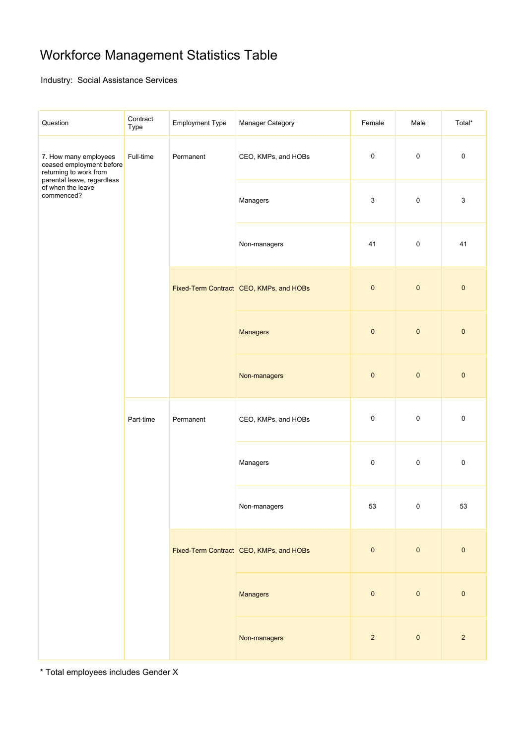# Workforce Management Statistics Table

Industry: Social Assistance Services

| Question | Contract Type | Employment Type | Manager Category | Female | Male | Total* |
|---|---|---|---|---|---|---|
| 7. How many employees ceased employment before returning to work from parental leave, regardless of when the leave commenced? | Full-time | Permanent | CEO, KMPs, and HOBs | 0 | 0 | 0 |
| | | | Managers | 3 | 0 | 3 |
| | | | Non-managers | 41 | 0 | 41 |
| | | Fixed-Term Contract | CEO, KMPs, and HOBs | 0 | 0 | 0 |
| | | | Managers | 0 | 0 | 0 |
| | | | Non-managers | 0 | 0 | 0 |
| | Part-time | Permanent | CEO, KMPs, and HOBs | 0 | 0 | 0 |
| | | | Managers | 0 | 0 | 0 |
| | | | Non-managers | 53 | 0 | 53 |
| | | Fixed-Term Contract | CEO, KMPs, and HOBs | 0 | 0 | 0 |
| | | | Managers | 0 | 0 | 0 |
| | | | Non-managers | 2 | 0 | 2 |

* Total employees includes Gender X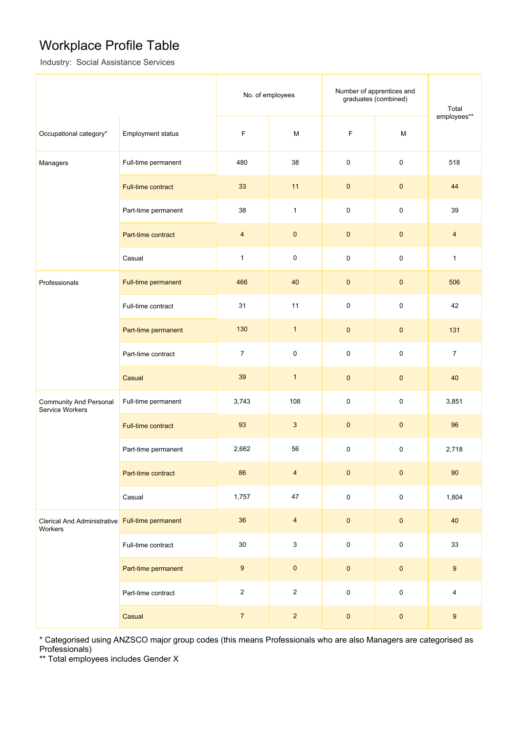# Workplace Profile Table

Industry: Social Assistance Services

| Occupational category* | Employment status | No. of employees | | Number of apprentices and graduates (combined) | | Total employees** |
|---|---|---|---|---|---|---|
| | | F | M | F | M | |
| Managers | Full-time permanent | 480 | 38 | 0 | 0 | 518 |
| | Full-time contract | 33 | 11 | 0 | 0 | 44 |
| | Part-time permanent | 38 | 1 | 0 | 0 | 39 |
| | Part-time contract | 4 | 0 | 0 | 0 | 4 |
| | Casual | 1 | 0 | 0 | 0 | 1 |
| Professionals | Full-time permanent | 466 | 40 | 0 | 0 | 506 |
| | Full-time contract | 31 | 11 | 0 | 0 | 42 |
| | Part-time permanent | 130 | 1 | 0 | 0 | 131 |
| | Part-time contract | 7 | 0 | 0 | 0 | 7 |
| | Casual | 39 | 1 | 0 | 0 | 40 |
| Community And Personal Service Workers | Full-time permanent | 3,743 | 108 | 0 | 0 | 3,851 |
| | Full-time contract | 93 | 3 | 0 | 0 | 96 |
| | Part-time permanent | 2,662 | 56 | 0 | 0 | 2,718 |
| | Part-time contract | 86 | 4 | 0 | 0 | 90 |
| | Casual | 1,757 | 47 | 0 | 0 | 1,804 |
| Clerical And Administrative Workers | Full-time permanent | 36 | 4 | 0 | 0 | 40 |
| | Full-time contract | 30 | 3 | 0 | 0 | 33 |
| | Part-time permanent | 9 | 0 | 0 | 0 | 9 |
| | Part-time contract | 2 | 2 | 0 | 0 | 4 |
| | Casual | 7 | 2 | 0 | 0 | 9 |

* Categorised using ANZSCO major group codes (this means Professionals who are also Managers are categorised as Professionals)

** Total employees includes Gender X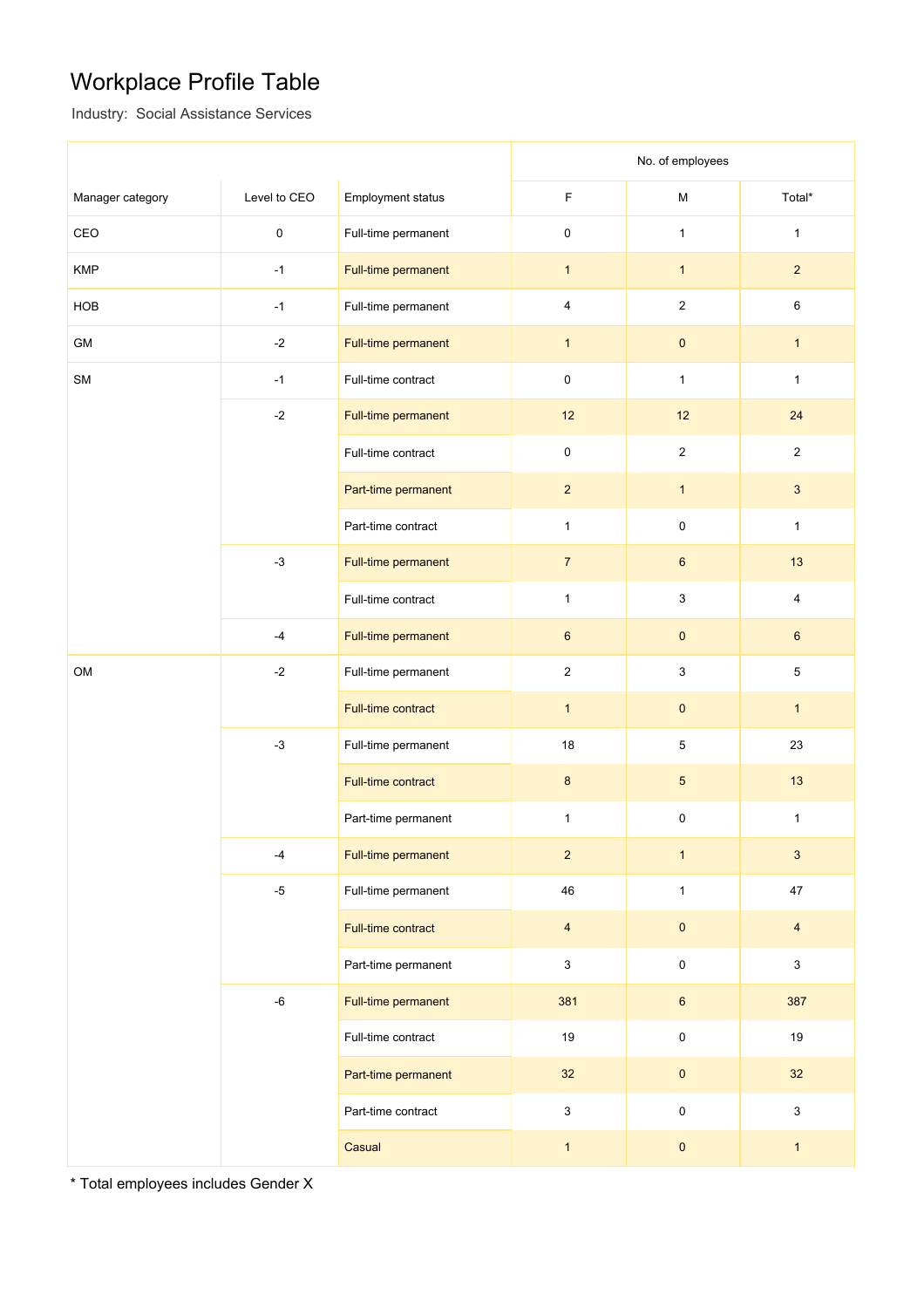# Workplace Profile Table

Industry: Social Assistance Services

| Manager category | Level to CEO | Employment status | No. of employees | | |
|---|---|---|---|---|---|
| | | | F | M | Total* |
| CEO | 0 | Full-time permanent | 0 | 1 | 1 |
| KMP | -1 | Full-time permanent | 1 | 1 | 2 |
| HOB | -1 | Full-time permanent | 4 | 2 | 6 |
| GM | -2 | Full-time permanent | 1 | 0 | 1 |
| SM | -1 | Full-time contract | 0 | 1 | 1 |
| | -2 | Full-time permanent | 12 | 12 | 24 |
| | | Full-time contract | 0 | 2 | 2 |
| | | Part-time permanent | 2 | 1 | 3 |
| | | Part-time contract | 1 | 0 | 1 |
| | -3 | Full-time permanent | 7 | 6 | 13 |
| | | Full-time contract | 1 | 3 | 4 |
| | -4 | Full-time permanent | 6 | 0 | 6 |
| OM | -2 | Full-time permanent | 2 | 3 | 5 |
| | | Full-time contract | 1 | 0 | 1 |
| | -3 | Full-time permanent | 18 | 5 | 23 |
| | | Full-time contract | 8 | 5 | 13 |
| | | Part-time permanent | 1 | 0 | 1 |
| | -4 | Full-time permanent | 2 | 1 | 3 |
| | -5 | Full-time permanent | 46 | 1 | 47 |
| | | Full-time contract | 4 | 0 | 4 |
| | | Part-time permanent | 3 | 0 | 3 |
| | -6 | Full-time permanent | 381 | 6 | 387 |
| | | Full-time contract | 19 | 0 | 19 |
| | | Part-time permanent | 32 | 0 | 32 |
| | | Part-time contract | 3 | 0 | 3 |
| | | Casual | 1 | 0 | 1 |

* Total employees includes Gender X